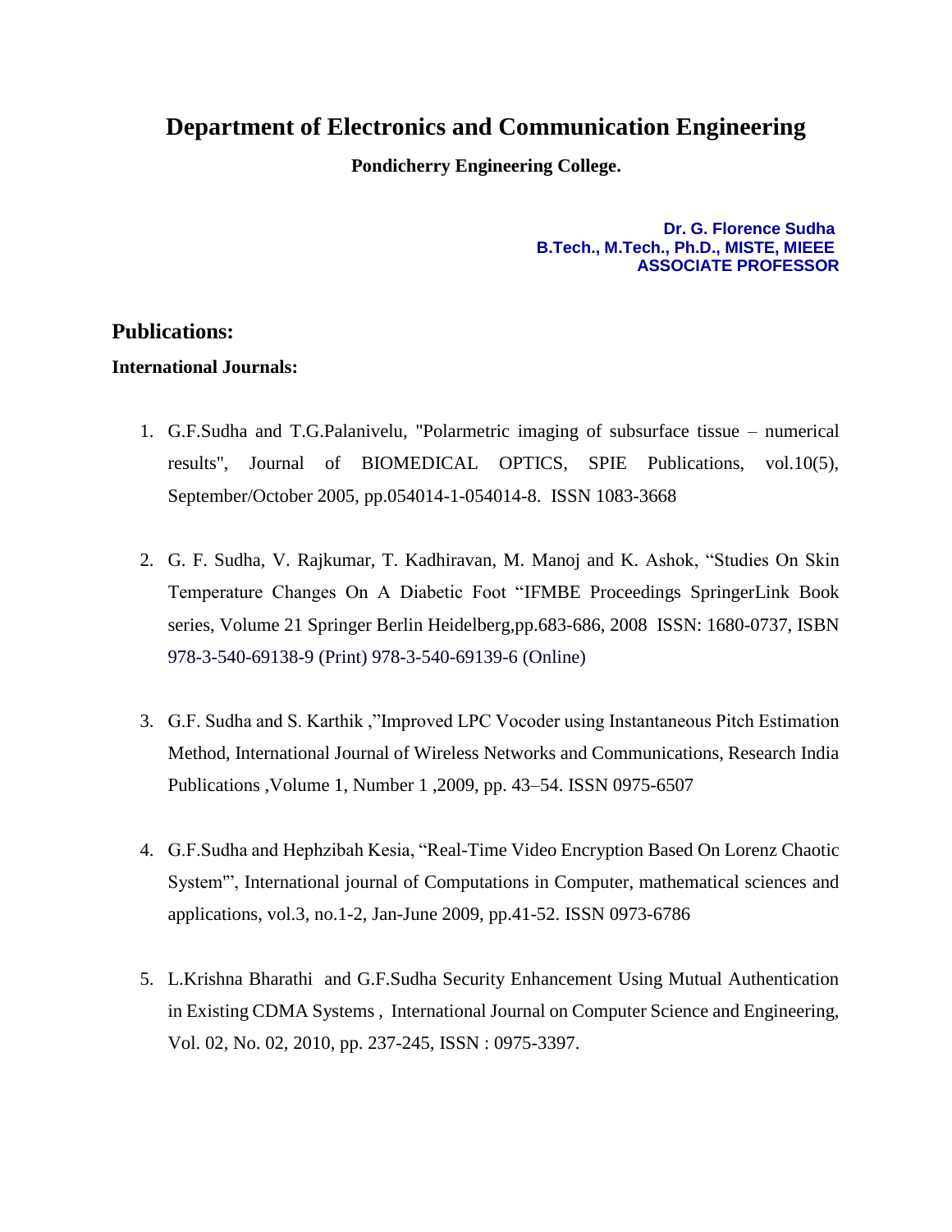# Department of Electronics and Communication Engineering

**Pondicherry Engineering College.**

**Dr. G. Florence Sudha**
**B.Tech., M.Tech., Ph.D., MISTE, MIEEE**
**ASSOCIATE PROFESSOR**

## Publications:

### International Journals:

1. G.F.Sudha and T.G.Palanivelu, "Polarmetric imaging of subsurface tissue – numerical results", Journal of BIOMEDICAL OPTICS, SPIE Publications, vol.10(5), September/October 2005, pp.054014-1-054014-8. ISSN 1083-3668

2. G. F. Sudha, V. Rajkumar, T. Kadhiravan, M. Manoj and K. Ashok, "Studies On Skin Temperature Changes On A Diabetic Foot "IFMBE Proceedings SpringerLink Book series, Volume 21 Springer Berlin Heidelberg,pp.683-686, 2008 ISSN: 1680-0737, ISBN 978-3-540-69138-9 (Print) 978-3-540-69139-6 (Online)

3. G.F. Sudha and S. Karthik ,"Improved LPC Vocoder using Instantaneous Pitch Estimation Method, International Journal of Wireless Networks and Communications, Research India Publications ,Volume 1, Number 1 ,2009, pp. 43–54. ISSN 0975-6507

4. G.F.Sudha and Hephzibah Kesia, "Real-Time Video Encryption Based On Lorenz Chaotic System"", International journal of Computations in Computer, mathematical sciences and applications, vol.3, no.1-2, Jan-June 2009, pp.41-52. ISSN 0973-6786

5. L.Krishna Bharathi and G.F.Sudha Security Enhancement Using Mutual Authentication in Existing CDMA Systems , International Journal on Computer Science and Engineering, Vol. 02, No. 02, 2010, pp. 237-245, ISSN : 0975-3397.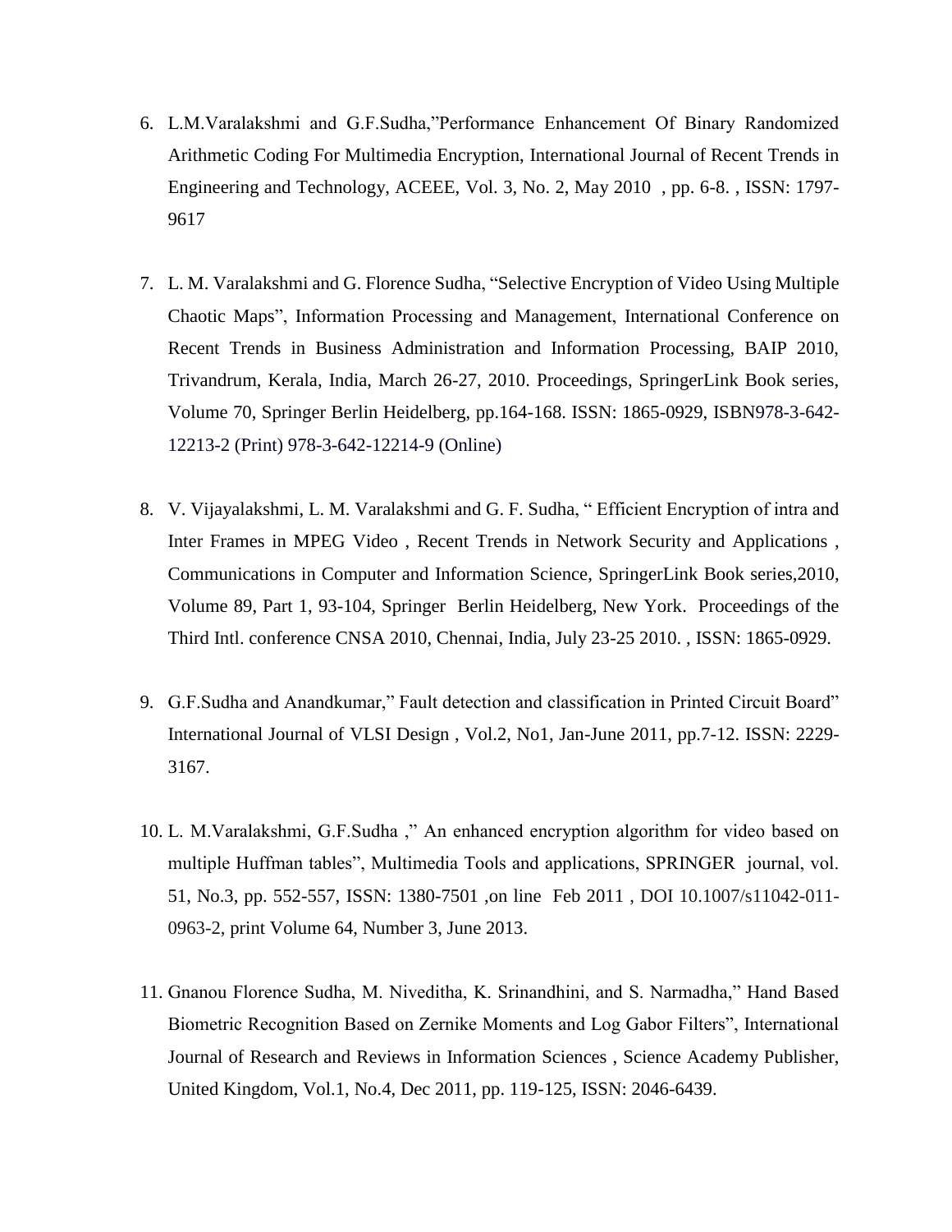6. L.M.Varalakshmi and G.F.Sudha,"Performance Enhancement Of Binary Randomized Arithmetic Coding For Multimedia Encryption, International Journal of Recent Trends in Engineering and Technology, ACEEE, Vol. 3, No. 2, May 2010 , pp. 6-8. , ISSN: 1797-9617

7. L. M. Varalakshmi and G. Florence Sudha, "Selective Encryption of Video Using Multiple Chaotic Maps", Information Processing and Management, International Conference on Recent Trends in Business Administration and Information Processing, BAIP 2010, Trivandrum, Kerala, India, March 26-27, 2010. Proceedings, SpringerLink Book series, Volume 70, Springer Berlin Heidelberg, pp.164-168. ISSN: 1865-0929, ISBN978-3-642-12213-2 (Print) 978-3-642-12214-9 (Online)

8. V. Vijayalakshmi, L. M. Varalakshmi and G. F. Sudha, " Efficient Encryption of intra and Inter Frames in MPEG Video , Recent Trends in Network Security and Applications , Communications in Computer and Information Science, SpringerLink Book series,2010, Volume 89, Part 1, 93-104, Springer Berlin Heidelberg, New York. Proceedings of the Third Intl. conference CNSA 2010, Chennai, India, July 23-25 2010. , ISSN: 1865-0929.

9. G.F.Sudha and Anandkumar," Fault detection and classification in Printed Circuit Board" International Journal of VLSI Design , Vol.2, No1, Jan-June 2011, pp.7-12. ISSN: 2229-3167.

10. L. M.Varalakshmi, G.F.Sudha ," An enhanced encryption algorithm for video based on multiple Huffman tables", Multimedia Tools and applications, SPRINGER journal, vol. 51, No.3, pp. 552-557, ISSN: 1380-7501 ,on line Feb 2011 , DOI 10.1007/s11042-011-0963-2, print Volume 64, Number 3, June 2013.

11. Gnanou Florence Sudha, M. Niveditha, K. Srinandhini, and S. Narmadha," Hand Based Biometric Recognition Based on Zernike Moments and Log Gabor Filters", International Journal of Research and Reviews in Information Sciences , Science Academy Publisher, United Kingdom, Vol.1, No.4, Dec 2011, pp. 119-125, ISSN: 2046-6439.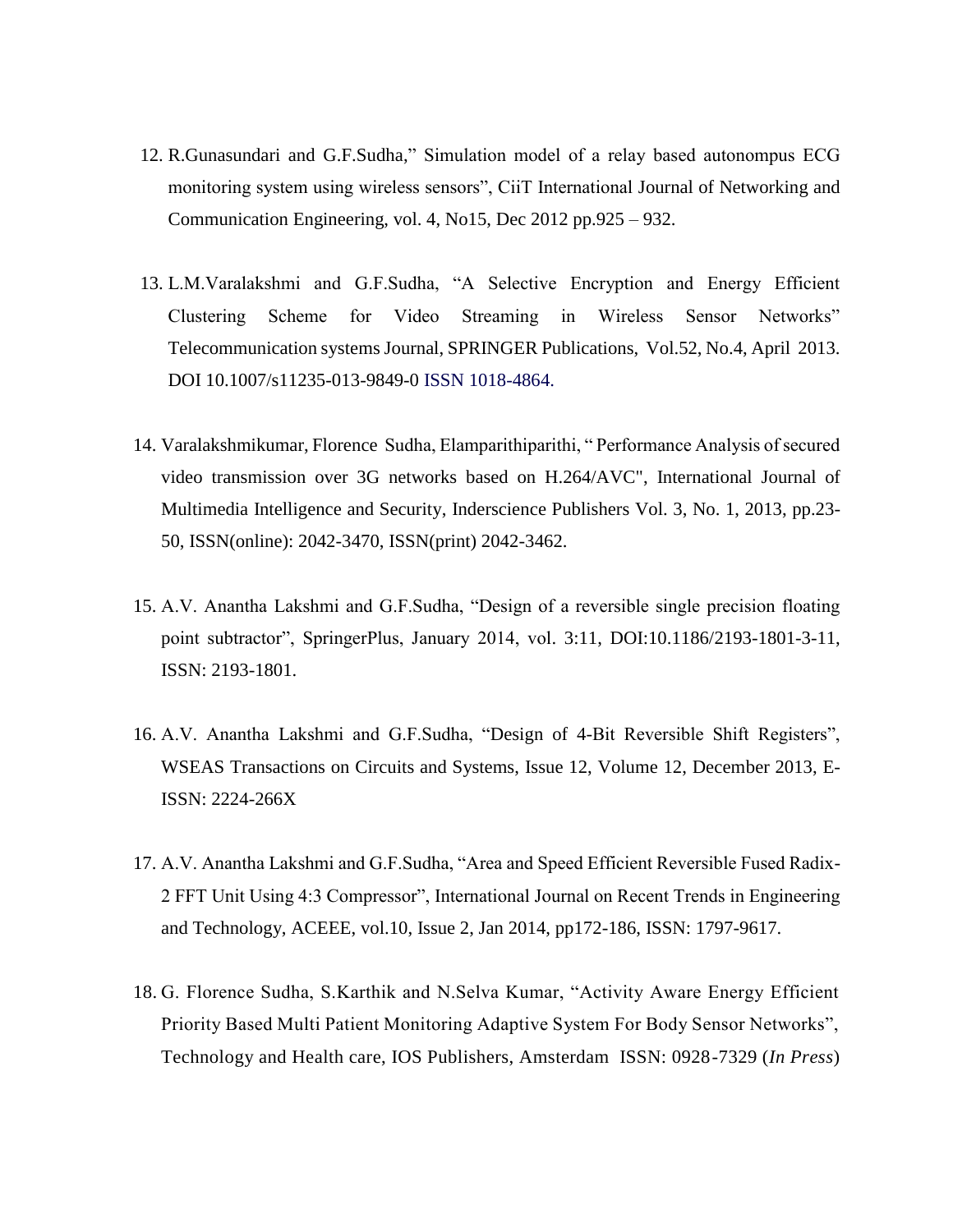12. R.Gunasundari and G.F.Sudha," Simulation model of a relay based autonompus ECG monitoring system using wireless sensors", CiiT International Journal of Networking and Communication Engineering, vol. 4, No15, Dec 2012 pp.925 – 932.

13. L.M.Varalakshmi and G.F.Sudha, "A Selective Encryption and Energy Efficient Clustering Scheme for Video Streaming in Wireless Sensor Networks" Telecommunication systems Journal, SPRINGER Publications, Vol.52, No.4, April 2013. DOI 10.1007/s11235-013-9849-0 ISSN 1018-4864.

14. Varalakshmikumar, Florence Sudha, Elamparithiparithi, " Performance Analysis of secured video transmission over 3G networks based on H.264/AVC", International Journal of Multimedia Intelligence and Security, Inderscience Publishers Vol. 3, No. 1, 2013, pp.23-50, ISSN(online): 2042-3470, ISSN(print) 2042-3462.

15. A.V. Anantha Lakshmi and G.F.Sudha, "Design of a reversible single precision floating point subtractor", SpringerPlus, January 2014, vol. 3:11, DOI:10.1186/2193-1801-3-11, ISSN: 2193-1801.

16. A.V. Anantha Lakshmi and G.F.Sudha, "Design of 4-Bit Reversible Shift Registers", WSEAS Transactions on Circuits and Systems, Issue 12, Volume 12, December 2013, E-ISSN: 2224-266X

17. A.V. Anantha Lakshmi and G.F.Sudha, "Area and Speed Efficient Reversible Fused Radix-2 FFT Unit Using 4:3 Compressor", International Journal on Recent Trends in Engineering and Technology, ACEEE, vol.10, Issue 2, Jan 2014, pp172-186, ISSN: 1797-9617.

18. G. Florence Sudha, S.Karthik and N.Selva Kumar, "Activity Aware Energy Efficient Priority Based Multi Patient Monitoring Adaptive System For Body Sensor Networks", Technology and Health care, IOS Publishers, Amsterdam ISSN: 0928-7329 (*In Press*)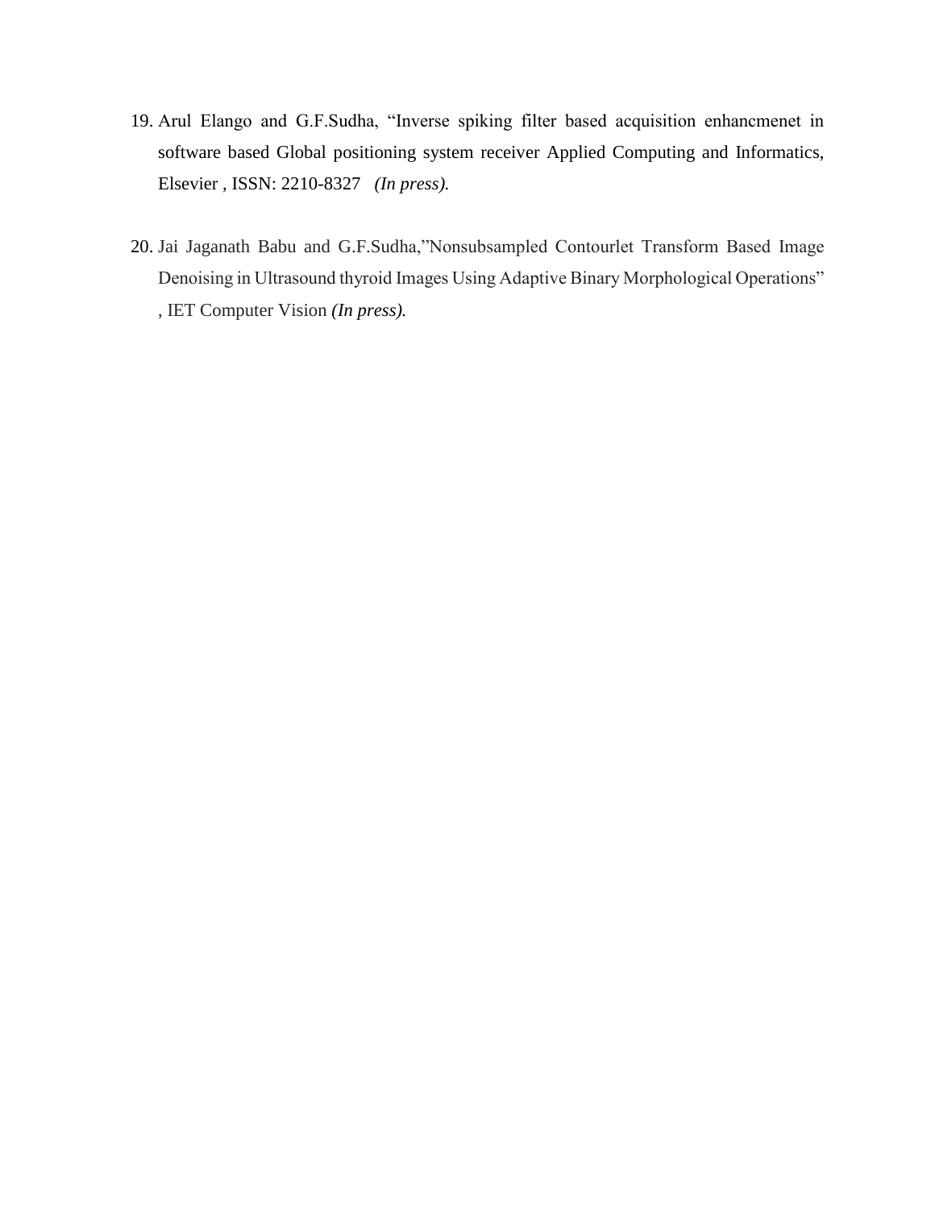19. Arul Elango and G.F.Sudha, "Inverse spiking filter based acquisition enhancmenet in software based Global positioning system receiver Applied Computing and Informatics, Elsevier , ISSN: 2210-8327 *(In press).*

20. Jai Jaganath Babu and G.F.Sudha,"Nonsubsampled Contourlet Transform Based Image Denoising in Ultrasound thyroid Images Using Adaptive Binary Morphological Operations" , IET Computer Vision *(In press).*